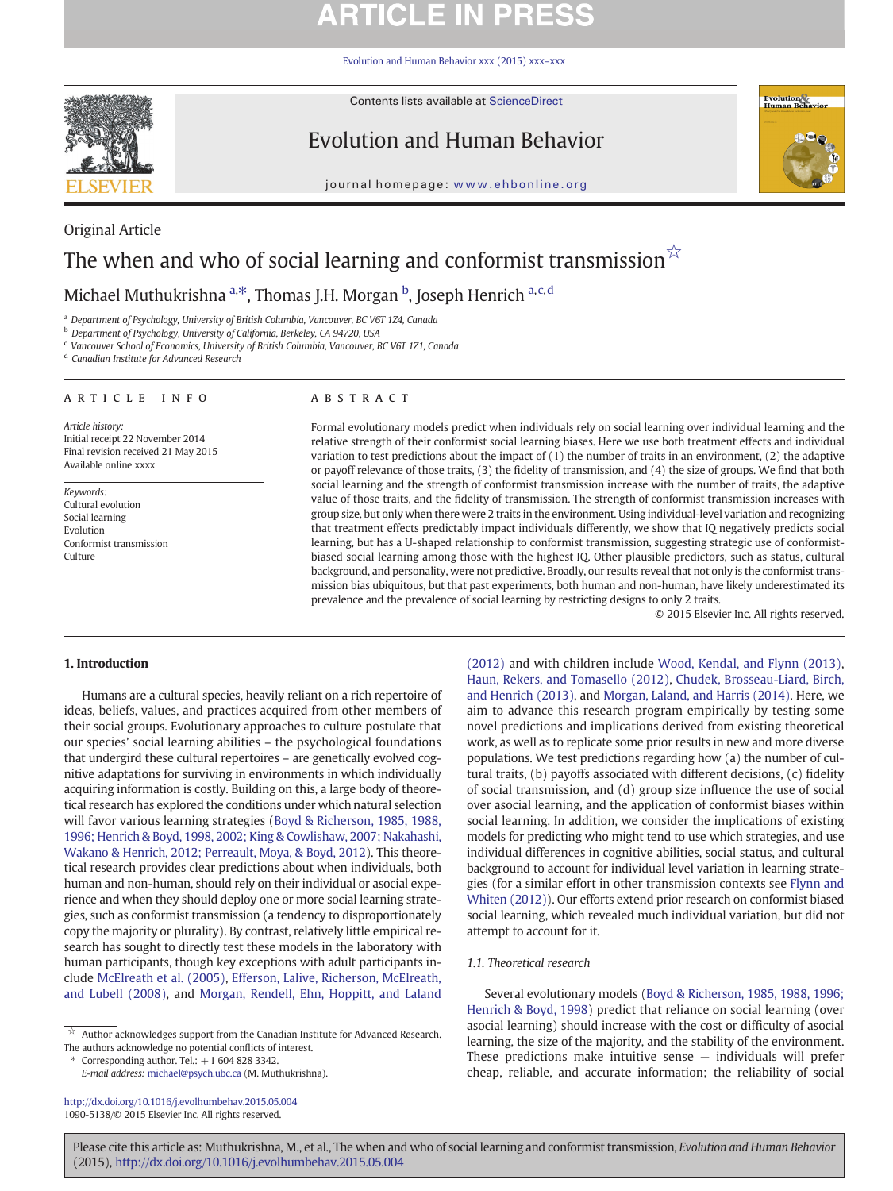Original Article

# The when and who of social learning and conformist transmission☆

Michael Muthukrishna [a,*], Thomas J.H. Morgan [b], Joseph Henrich [a,c,d]

[a] Department of Psychology, University of British Columbia, Vancouver, BC V6T 1Z4, Canada
[b] Department of Psychology, University of California, Berkeley, CA 94720, USA
[c] Vancouver School of Economics, University of British Columbia, Vancouver, BC V6T 1Z1, Canada
[d] Canadian Institute for Advanced Research

**ARTICLE INFO**

*Article history:*
Initial receipt 22 November 2014
Final revision received 21 May 2015
Available online xxxx

*Keywords:*
Cultural evolution
Social learning
Evolution
Conformist transmission
Culture

**ABSTRACT**

Formal evolutionary models predict when individuals rely on social learning over individual learning and the relative strength of their conformist social learning biases. Here we use both treatment effects and individual variation to test predictions about the impact of (1) the number of traits in an environment, (2) the adaptive or payoff relevance of those traits, (3) the fidelity of transmission, and (4) the size of groups. We find that both social learning and the strength of conformist transmission increase with the number of traits, the adaptive value of those traits, and the fidelity of transmission. The strength of conformist transmission increases with group size, but only when there were 2 traits in the environment. Using individual-level variation and recognizing that treatment effects predictably impact individuals differently, we show that IQ negatively predicts social learning, but has a U-shaped relationship to conformist transmission, suggesting strategic use of conformist-biased social learning among those with the highest IQ. Other plausible predictors, such as status, cultural background, and personality, were not predictive. Broadly, our results reveal that not only is the conformist transmission bias ubiquitous, but that past experiments, both human and non-human, have likely underestimated its prevalence and the prevalence of social learning by restricting designs to only 2 traits.

© 2015 Elsevier Inc. All rights reserved.

## 1. Introduction

Humans are a cultural species, heavily reliant on a rich repertoire of ideas, beliefs, values, and practices acquired from other members of their social groups. Evolutionary approaches to culture postulate that our species' social learning abilities – the psychological foundations that undergird these cultural repertoires – are genetically evolved cognitive adaptations for surviving in environments in which individually acquiring information is costly. Building on this, a large body of theoretical research has explored the conditions under which natural selection will favor various learning strategies (Boyd & Richerson, 1985, 1988, 1996; Henrich & Boyd, 1998, 2002; King & Cowlishaw, 2007; Nakahashi, Wakano & Henrich, 2012; Perreault, Moya, & Boyd, 2012). This theoretical research provides clear predictions about when individuals, both human and non-human, should rely on their individual or asocial experience and when they should deploy one or more social learning strategies, such as conformist transmission (a tendency to disproportionately copy the majority or plurality). By contrast, relatively little empirical research has sought to directly test these models in the laboratory with human participants, though key exceptions with adult participants include McElreath et al. (2005), Efferson, Lalive, Richerson, McElreath, and Lubell (2008), and Morgan, Rendell, Ehn, Hoppitt, and Laland (2012) and with children include Wood, Kendal, and Flynn (2013), Haun, Rekers, and Tomasello (2012), Chudek, Brosseau-Liard, Birch, and Henrich (2013), and Morgan, Laland, and Harris (2014). Here, we aim to advance this research program empirically by testing some novel predictions and implications derived from existing theoretical work, as well as to replicate some prior results in new and more diverse populations. We test predictions regarding how (a) the number of cultural traits, (b) payoffs associated with different decisions, (c) fidelity of social transmission, and (d) group size influence the use of social over asocial learning, and the application of conformist biases within social learning. In addition, we consider the implications of existing models for predicting who might tend to use which strategies, and use individual differences in cognitive abilities, social status, and cultural background to account for individual level variation in learning strategies (for a similar effort in other transmission contexts see Flynn and Whiten (2012)). Our efforts extend prior research on conformist biased social learning, which revealed much individual variation, but did not attempt to account for it.

### 1.1. Theoretical research

Several evolutionary models (Boyd & Richerson, 1985, 1988, 1996; Henrich & Boyd, 1998) predict that reliance on social learning (over asocial learning) should increase with the cost or difficulty of asocial learning, the size of the majority, and the stability of the environment. These predictions make intuitive sense — individuals will prefer cheap, reliable, and accurate information; the reliability of social

☆ Author acknowledges support from the Canadian Institute for Advanced Research. The authors acknowledge no potential conflicts of interest.
\* Corresponding author. Tel.: +1 604 828 3342.
*E-mail address:* michael@psych.ubc.ca (M. Muthukrishna).

http://dx.doi.org/10.1016/j.evolhumbehav.2015.05.004
1090-5138/© 2015 Elsevier Inc. All rights reserved.

Please cite this article as: Muthukrishna, M., et al., The when and who of social learning and conformist transmission, *Evolution and Human Behavior* (2015), http://dx.doi.org/10.1016/j.evolhumbehav.2015.05.004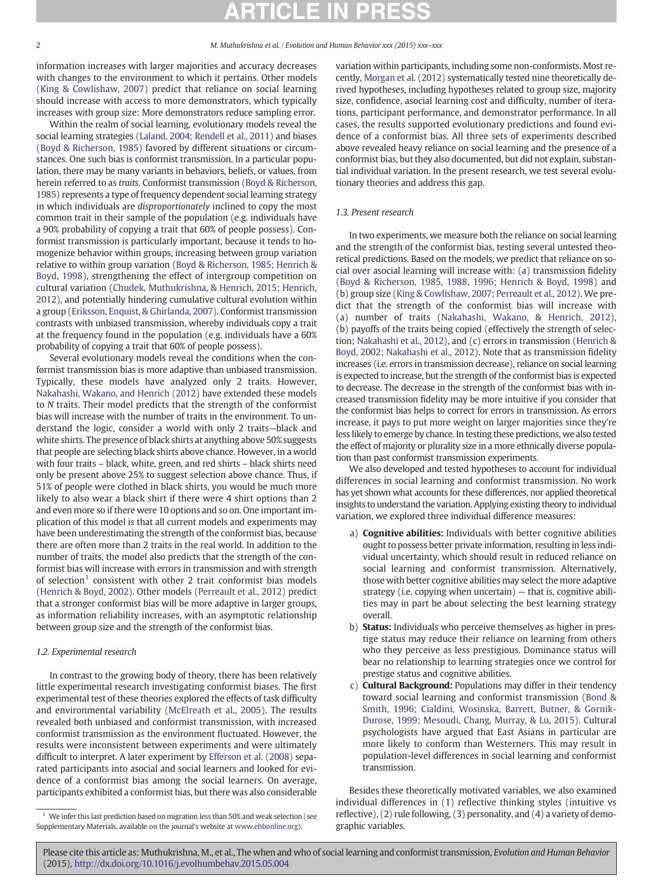information increases with larger majorities and accuracy decreases with changes to the environment to which it pertains. Other models (King & Cowlishaw, 2007) predict that reliance on social learning should increase with access to more demonstrators, which typically increases with group size: More demonstrators reduce sampling error.

Within the realm of social learning, evolutionary models reveal the social learning strategies (Laland, 2004; Rendell et al., 2011) and biases (Boyd & Richerson, 1985) favored by different situations or circumstances. One such bias is conformist transmission. In a particular population, there may be many variants in behaviors, beliefs, or values, from herein referred to as *traits*. Conformist transmission (Boyd & Richerson, 1985) represents a type of frequency dependent social learning strategy in which individuals are *disproportionately* inclined to copy the most common trait in their sample of the population (e.g. individuals have a 90% probability of copying a trait that 60% of people possess). Conformist transmission is particularly important, because it tends to homogenize behavior within groups, increasing between group variation relative to within group variation (Boyd & Richerson, 1985; Henrich & Boyd, 1998), strengthening the effect of intergroup competition on cultural variation (Chudek, Muthukrishna, & Henrich, 2015; Henrich, 2012), and potentially hindering cumulative cultural evolution within a group (Eriksson, Enquist, & Ghirlanda, 2007). Conformist transmission contrasts with unbiased transmission, whereby individuals copy a trait at the frequency found in the population (e.g. individuals have a 60% probability of copying a trait that 60% of people possess).

Several evolutionary models reveal the conditions when the conformist transmission bias is more adaptive than unbiased transmission. Typically, these models have analyzed only 2 traits. However, Nakahashi, Wakano, and Henrich (2012) have extended these models to *N* traits. Their model predicts that the strength of the conformist bias will increase with the number of traits in the environment. To understand the logic, consider a world with only 2 traits—black and white shirts. The presence of black shirts at anything above 50% suggests that people are selecting black shirts above chance. However, in a world with four traits – black, white, green, and red shirts – black shirts need only be present above 25% to suggest selection above chance. Thus, if 51% of people were clothed in black shirts, you would be much more likely to also wear a black shirt if there were 4 shirt options than 2 and even more so if there were 10 options and so on. One important implication of this model is that all current models and experiments may have been underestimating the strength of the conformist bias, because there are often more than 2 traits in the real world. In addition to the number of traits, the model also predicts that the strength of the conformist bias will increase with errors in transmission and with strength of selection[1] consistent with other 2 trait conformist bias models (Henrich & Boyd, 2002). Other models (Perreault et al., 2012) predict that a stronger conformist bias will be more adaptive in larger groups, as information reliability increases, with an asymptotic relationship between group size and the strength of the conformist bias.

### 1.2. Experimental research

In contrast to the growing body of theory, there has been relatively little experimental research investigating conformist biases. The first experimental test of these theories explored the effects of task difficulty and environmental variability (McElreath et al., 2005). The results revealed both unbiased and conformist transmission, with increased conformist transmission as the environment fluctuated. However, the results were inconsistent between experiments and were ultimately difficult to interpret. A later experiment by Efferson et al. (2008) separated participants into asocial and social learners and looked for evidence of a conformist bias among the social learners. On average, participants exhibited a conformist bias, but there was also considerable variation within participants, including some non-conformists. Most recently, Morgan et al. (2012) systematically tested nine theoretically derived hypotheses, including hypotheses related to group size, majority size, confidence, asocial learning cost and difficulty, number of iterations, participant performance, and demonstrator performance. In all cases, the results supported evolutionary predictions and found evidence of a conformist bias. All three sets of experiments described above revealed heavy reliance on social learning and the presence of a conformist bias, but they also documented, but did not explain, substantial individual variation. In the present research, we test several evolutionary theories and address this gap.

### 1.3. Present research

In two experiments, we measure both the reliance on social learning and the strength of the conformist bias, testing several untested theoretical predictions. Based on the models, we predict that reliance on social over asocial learning will increase with: (a) transmission fidelity (Boyd & Richerson, 1985, 1988, 1996; Henrich & Boyd, 1998) and (b) group size (King & Cowlishaw, 2007; Perreault et al., 2012). We predict that the strength of the conformist bias will increase with (a) number of traits (Nakahashi, Wakano, & Henrich, 2012), (b) payoffs of the traits being copied (effectively the strength of selection; Nakahashi et al., 2012), and (c) errors in transmission (Henrich & Boyd, 2002; Nakahashi et al., 2012). Note that as transmission fidelity increases (i.e. errors in transmission decrease), reliance on social learning is expected to increase, but the strength of the conformist bias is expected to decrease. The decrease in the strength of the conformist bias with increased transmission fidelity may be more intuitive if you consider that the conformist bias helps to correct for errors in transmission. As errors increase, it pays to put more weight on larger majorities since they're less likely to emerge by chance. In testing these predictions, we also tested the effect of majority or plurality size in a more ethnically diverse population than past conformist transmission experiments.

We also developed and tested hypotheses to account for individual differences in social learning and conformist transmission. No work has yet shown what accounts for these differences, nor applied theoretical insights to understand the variation. Applying existing theory to individual variation, we explored three individual difference measures:

a) **Cognitive abilities:** Individuals with better cognitive abilities ought to possess better private information, resulting in less individual uncertainty, which should result in reduced reliance on social learning and conformist transmission. Alternatively, those with better cognitive abilities may select the more adaptive strategy (i.e. copying when uncertain) — that is, cognitive abilities may in part be about selecting the best learning strategy overall.
b) **Status:** Individuals who perceive themselves as higher in prestige status may reduce their reliance on learning from others who they perceive as less prestigious. Dominance status will bear no relationship to learning strategies once we control for prestige status and cognitive abilities.
c) **Cultural Background:** Populations may differ in their tendency toward social learning and conformist transmission (Bond & Smith, 1996; Cialdini, Wosinska, Barrett, Butner, & Gornik-Durose, 1999; Mesoudi, Chang, Murray, & Lu, 2015). Cultural psychologists have argued that East Asians in particular are more likely to conform than Westerners. This may result in population-level differences in social learning and conformist transmission.

Besides these theoretically motivated variables, we also examined individual differences in (1) reflective thinking styles (intuitive vs reflective), (2) rule following, (3) personality, and (4) a variety of demographic variables.

[1] We infer this last prediction based on migration less than 50% and weak selection (see Supplementary Materials, available on the journal's website at www.ehbonline.org).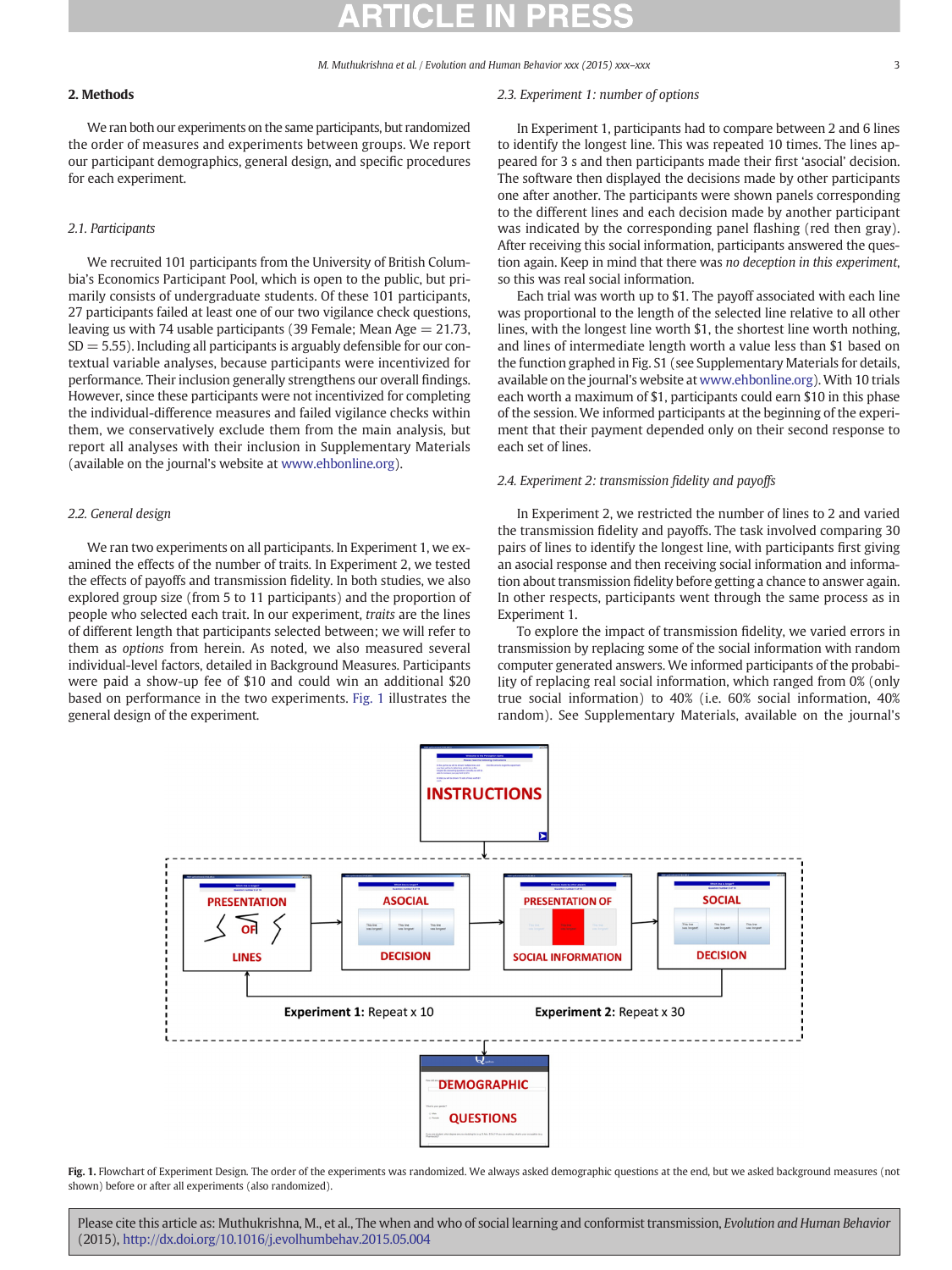## 2. Methods

We ran both our experiments on the same participants, but randomized the order of measures and experiments between groups. We report our participant demographics, general design, and specific procedures for each experiment.

### 2.1. Participants

We recruited 101 participants from the University of British Columbia's Economics Participant Pool, which is open to the public, but primarily consists of undergraduate students. Of these 101 participants, 27 participants failed at least one of our two vigilance check questions, leaving us with 74 usable participants (39 Female; Mean Age = 21.73, SD = 5.55). Including all participants is arguably defensible for our contextual variable analyses, because participants were incentivized for performance. Their inclusion generally strengthens our overall findings. However, since these participants were not incentivized for completing the individual-difference measures and failed vigilance checks within them, we conservatively exclude them from the main analysis, but report all analyses with their inclusion in Supplementary Materials (available on the journal's website at www.ehbonline.org).

### 2.2. General design

We ran two experiments on all participants. In Experiment 1, we examined the effects of the number of traits. In Experiment 2, we tested the effects of payoffs and transmission fidelity. In both studies, we also explored group size (from 5 to 11 participants) and the proportion of people who selected each trait. In our experiment, *traits* are the lines of different length that participants selected between; we will refer to them as *options* from herein. As noted, we also measured several individual-level factors, detailed in Background Measures. Participants were paid a show-up fee of $10 and could win an additional $20 based on performance in the two experiments. Fig. 1 illustrates the general design of the experiment.

### 2.3. Experiment 1: number of options

In Experiment 1, participants had to compare between 2 and 6 lines to identify the longest line. This was repeated 10 times. The lines appeared for 3 s and then participants made their first 'asocial' decision. The software then displayed the decisions made by other participants one after another. The participants were shown panels corresponding to the different lines and each decision made by another participant was indicated by the corresponding panel flashing (red then gray). After receiving this social information, participants answered the question again. Keep in mind that there was *no deception in this experiment*, so this was real social information.

Each trial was worth up to $1. The payoff associated with each line was proportional to the length of the selected line relative to all other lines, with the longest line worth $1, the shortest line worth nothing, and lines of intermediate length worth a value less than $1 based on the function graphed in Fig. S1 (see Supplementary Materials for details, available on the journal's website at www.ehbonline.org). With 10 trials each worth a maximum of $1, participants could earn $10 in this phase of the session. We informed participants at the beginning of the experiment that their payment depended only on their second response to each set of lines.

### 2.4. Experiment 2: transmission fidelity and payoffs

In Experiment 2, we restricted the number of lines to 2 and varied the transmission fidelity and payoffs. The task involved comparing 30 pairs of lines to identify the longest line, with participants first giving an asocial response and then receiving social information and information about transmission fidelity before getting a chance to answer again. In other respects, participants went through the same process as in Experiment 1.

To explore the impact of transmission fidelity, we varied errors in transmission by replacing some of the social information with random computer generated answers. We informed participants of the probability of replacing real social information, which ranged from 0% (only true social information) to 40% (i.e. 60% social information, 40% random). See Supplementary Materials, available on the journal's

**Fig. 1.** Flowchart of Experiment Design. The order of the experiments was randomized. We always asked demographic questions at the end, but we asked background measures (not shown) before or after all experiments (also randomized).

Please cite this article as: Muthukrishna, M., et al., The when and who of social learning and conformist transmission, *Evolution and Human Behavior* (2015), http://dx.doi.org/10.1016/j.evolhumbehav.2015.05.004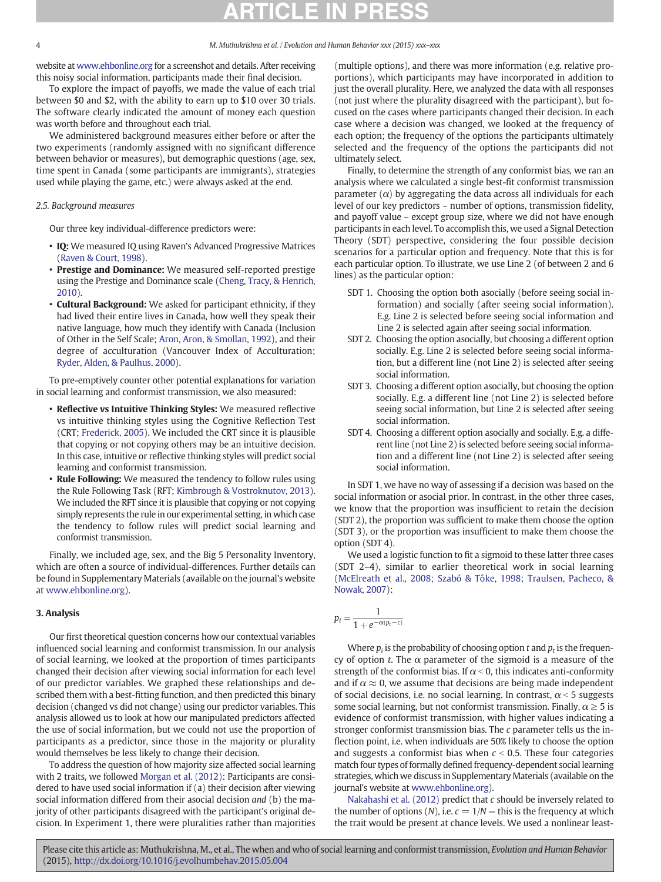website at www.ehbonline.org for a screenshot and details. After receiving this noisy social information, participants made their final decision.

To explore the impact of payoffs, we made the value of each trial between \$0 and \$2, with the ability to earn up to \$10 over 30 trials. The software clearly indicated the amount of money each question was worth before and throughout each trial.

We administered background measures either before or after the two experiments (randomly assigned with no significant difference between behavior or measures), but demographic questions (age, sex, time spent in Canada (some participants are immigrants), strategies used while playing the game, etc.) were always asked at the end.

### 2.5. Background measures

Our three key individual-difference predictors were:

- **IQ:** We measured IQ using Raven's Advanced Progressive Matrices (Raven & Court, 1998).
- **Prestige and Dominance:** We measured self-reported prestige using the Prestige and Dominance scale (Cheng, Tracy, & Henrich, 2010).
- **Cultural Background:** We asked for participant ethnicity, if they had lived their entire lives in Canada, how well they speak their native language, how much they identify with Canada (Inclusion of Other in the Self Scale; Aron, Aron, & Smollan, 1992), and their degree of acculturation (Vancouver Index of Acculturation; Ryder, Alden, & Paulhus, 2000).

To pre-emptively counter other potential explanations for variation in social learning and conformist transmission, we also measured:

- **Reflective vs Intuitive Thinking Styles:** We measured reflective vs intuitive thinking styles using the Cognitive Reflection Test (CRT; Frederick, 2005). We included the CRT since it is plausible that copying or not copying others may be an intuitive decision. In this case, intuitive or reflective thinking styles will predict social learning and conformist transmission.
- **Rule Following:** We measured the tendency to follow rules using the Rule Following Task (RFT; Kimbrough & Vostroknutov, 2013). We included the RFT since it is plausible that copying or not copying simply represents the rule in our experimental setting, in which case the tendency to follow rules will predict social learning and conformist transmission.

Finally, we included age, sex, and the Big 5 Personality Inventory, which are often a source of individual-differences. Further details can be found in Supplementary Materials (available on the journal's website at www.ehbonline.org).

## 3. Analysis

Our first theoretical question concerns how our contextual variables influenced social learning and conformist transmission. In our analysis of social learning, we looked at the proportion of times participants changed their decision after viewing social information for each level of our predictor variables. We graphed these relationships and described them with a best-fitting function, and then predicted this binary decision (changed vs did not change) using our predictor variables. This analysis allowed us to look at how our manipulated predictors affected the use of social information, but we could not use the proportion of participants as a predictor, since those in the majority or plurality would themselves be less likely to change their decision.

To address the question of how majority size affected social learning with 2 traits, we followed Morgan et al. (2012): Participants are considered to have used social information if (a) their decision after viewing social information differed from their asocial decision *and* (b) the majority of other participants disagreed with the participant's original decision. In Experiment 1, there were pluralities rather than majorities (multiple options), and there was more information (e.g. relative proportions), which participants may have incorporated in addition to just the overall plurality. Here, we analyzed the data with all responses (not just where the plurality disagreed with the participant), but focused on the cases where participants changed their decision. In each case where a decision was changed, we looked at the frequency of each option; the frequency of the options the participants ultimately selected and the frequency of the options the participants did not ultimately select.

Finally, to determine the strength of any conformist bias, we ran an analysis where we calculated a single best-fit conformist transmission parameter ($\alpha$) by aggregating the data across all individuals for each level of our key predictors – number of options, transmission fidelity, and payoff value – except group size, where we did not have enough participants in each level. To accomplish this, we used a Signal Detection Theory (SDT) perspective, considering the four possible decision scenarios for a particular option and frequency. Note that this is for each particular option. To illustrate, we use Line 2 (of between 2 and 6 lines) as the particular option:

- SDT 1. Choosing the option both asocially (before seeing social information) and socially (after seeing social information). E.g. Line 2 is selected before seeing social information and Line 2 is selected again after seeing social information.
- SDT 2. Choosing the option asocially, but choosing a different option socially. E.g. Line 2 is selected before seeing social information, but a different line (not Line 2) is selected after seeing social information.
- SDT 3. Choosing a different option asocially, but choosing the option socially. E.g. a different line (not Line 2) is selected before seeing social information, but Line 2 is selected after seeing social information.
- SDT 4. Choosing a different option asocially and socially. E.g. a different line (not Line 2) is selected before seeing social information and a different line (not Line 2) is selected after seeing social information.

In SDT 1, we have no way of assessing if a decision was based on the social information or asocial prior. In contrast, in the other three cases, we know that the proportion was insufficient to retain the decision (SDT 2), the proportion was sufficient to make them choose the option (SDT 3), or the proportion was insufficient to make them choose the option (SDT 4).

We used a logistic function to fit a sigmoid to these latter three cases (SDT 2–4), similar to earlier theoretical work in social learning (McElreath et al., 2008; Szabó & Tőke, 1998; Traulsen, Pacheco, & Nowak, 2007):

$$p_i = \frac{1}{1 + e^{-\alpha(p_t - c)}}$$

Where $p_i$ is the probability of choosing option $t$ and $p_t$ is the frequency of option $t$. The $\alpha$ parameter of the sigmoid is a measure of the strength of the conformist bias. If $\alpha < 0$, this indicates anti-conformity and if $\alpha \approx 0$, we assume that decisions are being made independent of social decisions, i.e. no social learning. In contrast, $\alpha < 5$ suggests some social learning, but not conformist transmission. Finally, $\alpha \geq 5$ is evidence of conformist transmission, with higher values indicating a stronger conformist transmission bias. The $c$ parameter tells us the inflection point, i.e. when individuals are 50% likely to choose the option and suggests a conformist bias when $c < 0.5$. These four categories match four types of formally defined frequency-dependent social learning strategies, which we discuss in Supplementary Materials (available on the journal's website at www.ehbonline.org).

Nakahashi et al. (2012) predict that $c$ should be inversely related to the number of options ($N$), i.e. $c = 1/N$ — this is the frequency at which the trait would be present at chance levels. We used a nonlinear least-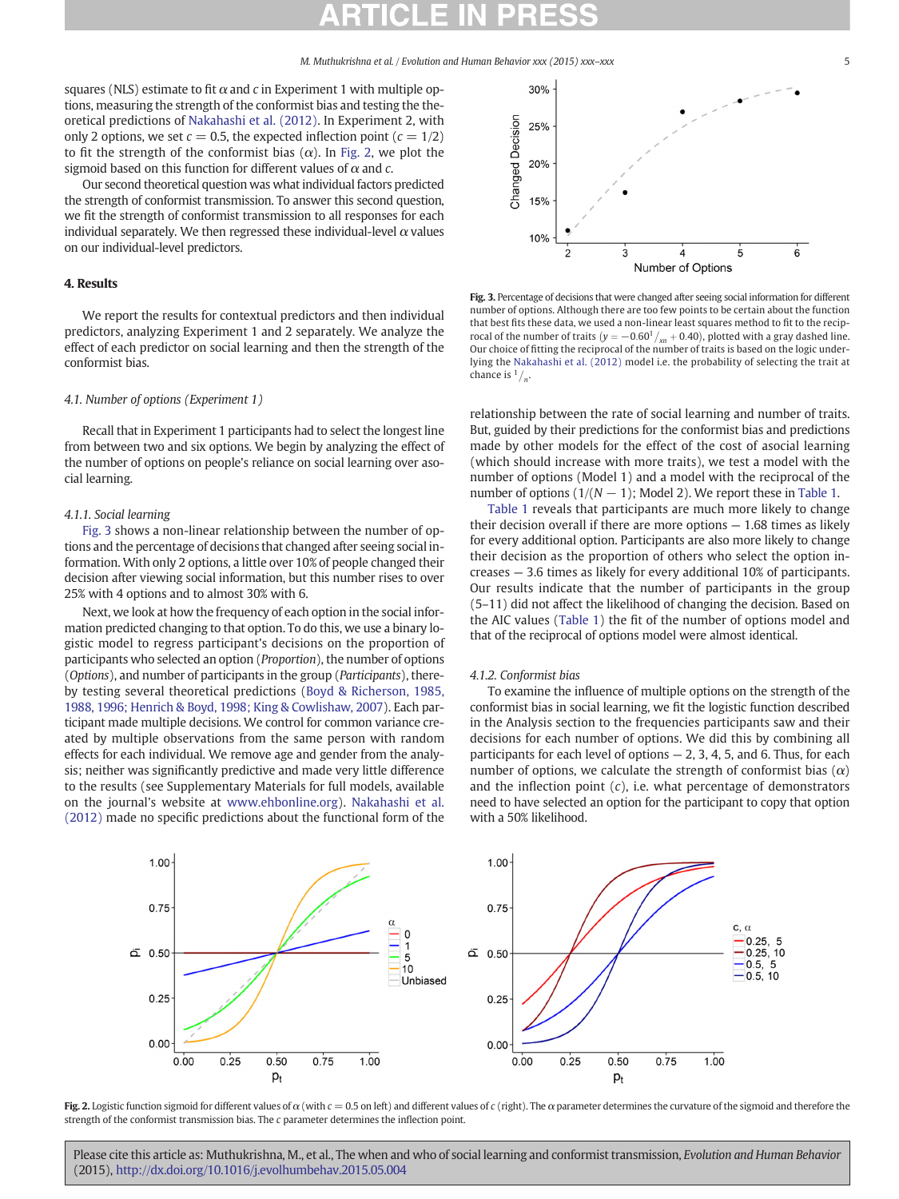squares (NLS) estimate to fit $\alpha$ and $c$ in Experiment 1 with multiple options, measuring the strength of the conformist bias and testing the theoretical predictions of Nakahashi et al. (2012). In Experiment 2, with only 2 options, we set $c = 0.5$, the expected inflection point ($c = 1/2$) to fit the strength of the conformist bias ($\alpha$). In Fig. 2, we plot the sigmoid based on this function for different values of $\alpha$ and $c$.

Our second theoretical question was what individual factors predicted the strength of conformist transmission. To answer this second question, we fit the strength of conformist transmission to all responses for each individual separately. We then regressed these individual-level $\alpha$ values on our individual-level predictors.

## 4. Results

We report the results for contextual predictors and then individual predictors, analyzing Experiment 1 and 2 separately. We analyze the effect of each predictor on social learning and then the strength of the conformist bias.

### 4.1. Number of options (Experiment 1)

Recall that in Experiment 1 participants had to select the longest line from between two and six options. We begin by analyzing the effect of the number of options on people's reliance on social learning over asocial learning.

#### 4.1.1. Social learning

Fig. 3 shows a non-linear relationship between the number of options and the percentage of decisions that changed after seeing social information. With only 2 options, a little over 10% of people changed their decision after viewing social information, but this number rises to over 25% with 4 options and to almost 30% with 6.

Next, we look at how the frequency of each option in the social information predicted changing to that option. To do this, we use a binary logistic model to regress participant's decisions on the proportion of participants who selected an option (*Proportion*), the number of options (*Options*), and number of participants in the group (*Participants*), thereby testing several theoretical predictions (Boyd & Richerson, 1985, 1988, 1996; Henrich & Boyd, 1998; King & Cowlishaw, 2007). Each participant made multiple decisions. We control for common variance created by multiple observations from the same person with random effects for each individual. We remove age and gender from the analysis; neither was significantly predictive and made very little difference to the results (see Supplementary Materials for full models, available on the journal's website at www.ehbonline.org). Nakahashi et al. (2012) made no specific predictions about the functional form of the relationship between the rate of social learning and number of traits. But, guided by their predictions for the conformist bias and predictions made by other models for the effect of the cost of asocial learning (which should increase with more traits), we test a model with the number of options (Model 1) and a model with the reciprocal of the number of options ($1/(N-1)$; Model 2). We report these in Table 1.

Table 1 reveals that participants are much more likely to change their decision overall if there are more options — 1.68 times as likely for every additional option. Participants are also more likely to change their decision as the proportion of others who select the option increases — 3.6 times as likely for every additional 10% of participants. Our results indicate that the number of participants in the group (5–11) did not affect the likelihood of changing the decision. Based on the AIC values (Table 1) the fit of the number of options model and that of the reciprocal of options model were almost identical.

Fig. 3. Percentage of decisions that were changed after seeing social information for different number of options. Although there are too few points to be certain about the function that best fits these data, we used a non-linear least squares method to fit to the reciprocal of the number of traits ($y = -0.60^{1}/_{xn} + 0.40$), plotted with a gray dashed line. Our choice of fitting the reciprocal of the number of traits is based on the logic underlying the Nakahashi et al. (2012) model i.e. the probability of selecting the trait at chance is $^{1}/_{n}$.

#### 4.1.2. Conformist bias

To examine the influence of multiple options on the strength of the conformist bias in social learning, we fit the logistic function described in the Analysis section to the frequencies participants saw and their decisions for each number of options. We did this by combining all participants for each level of options — 2, 3, 4, 5, and 6. Thus, for each number of options, we calculate the strength of conformist bias ($\alpha$) and the inflection point ($c$), i.e. what percentage of demonstrators need to have selected an option for the participant to copy that option with a 50% likelihood.

Fig. 2. Logistic function sigmoid for different values of $\alpha$ (with $c = 0.5$ on left) and different values of $c$ (right). The $\alpha$ parameter determines the curvature of the sigmoid and therefore the strength of the conformist transmission bias. The $c$ parameter determines the inflection point.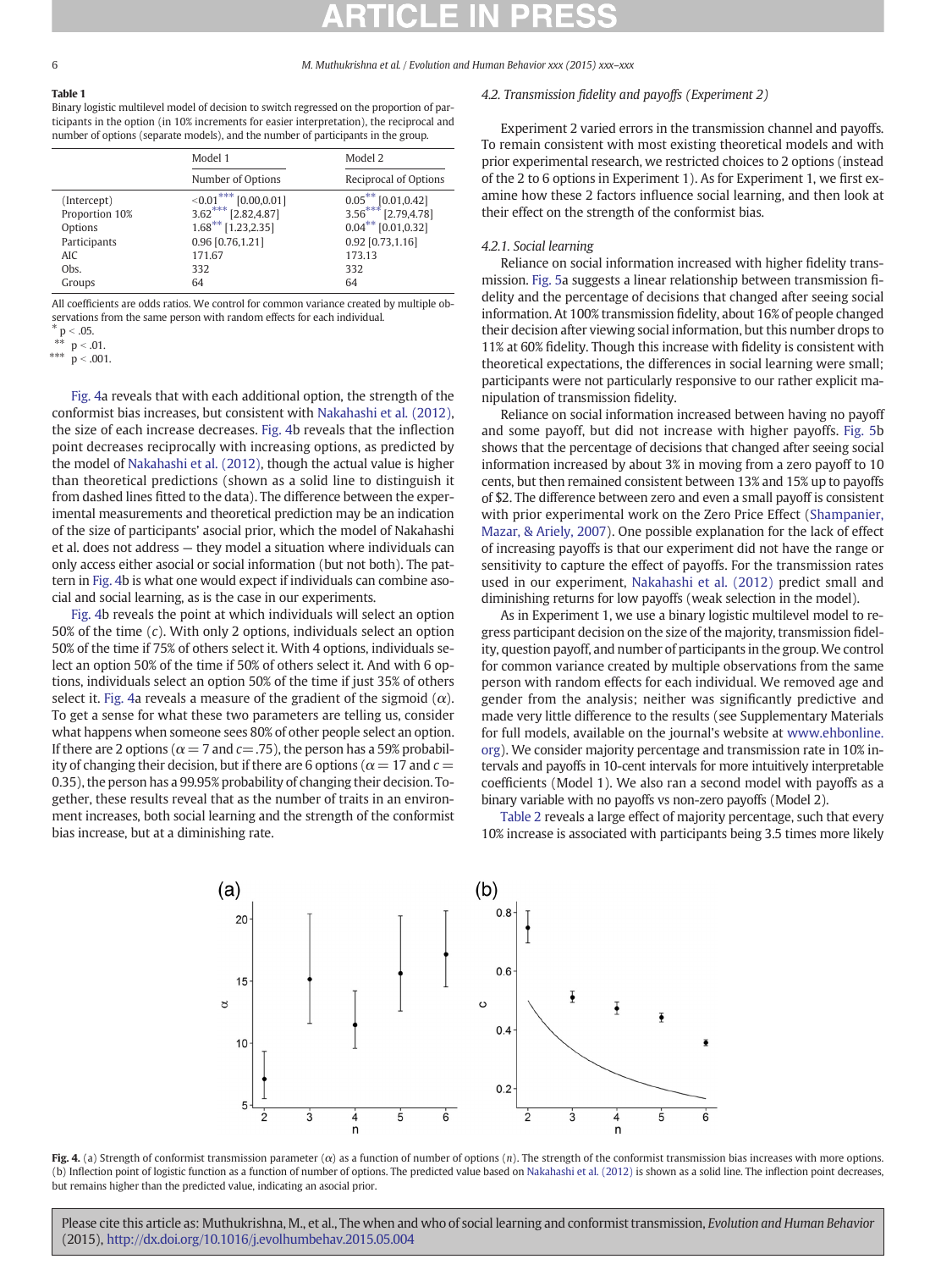**Table 1**
Binary logistic multilevel model of decision to switch regressed on the proportion of participants in the option (in 10% increments for easier interpretation), the reciprocal and number of options (separate models), and the number of participants in the group.

| | Model 1 | Model 2 |
|---|---|---|
| | Number of Options | Reciprocal of Options |
| (Intercept) | <0.01*** [0.00,0.01] | 0.05** [0.01,0.42] |
| Proportion 10% | 3.62*** [2.82,4.87] | 3.56*** [2.79,4.78] |
| Options | 1.68** [1.23,2.35] | 0.04** [0.01,0.32] |
| Participants | 0.96 [0.76,1.21] | 0.92 [0.73,1.16] |
| AIC | 171.67 | 173.13 |
| Obs. | 332 | 332 |
| Groups | 64 | 64 |

All coefficients are odds ratios. We control for common variance created by multiple observations from the same person with random effects for each individual.
* p < .05.
** p < .01.
*** p < .001.

Fig. 4a reveals that with each additional option, the strength of the conformist bias increases, but consistent with Nakahashi et al. (2012), the size of each increase decreases. Fig. 4b reveals that the inflection point decreases reciprocally with increasing options, as predicted by the model of Nakahashi et al. (2012), though the actual value is higher than theoretical predictions (shown as a solid line to distinguish it from dashed lines fitted to the data). The difference between the experimental measurements and theoretical prediction may be an indication of the size of participants' asocial prior, which the model of Nakahashi et al. does not address — they model a situation where individuals can only access either asocial or social information (but not both). The pattern in Fig. 4b is what one would expect if individuals can combine asocial and social learning, as is the case in our experiments.

Fig. 4b reveals the point at which individuals will select an option 50% of the time ($c$). With only 2 options, individuals select an option 50% of the time if 75% of others select it. With 4 options, individuals select an option 50% of the time if 50% of others select it. And with 6 options, individuals select an option 50% of the time if just 35% of others select it. Fig. 4a reveals a measure of the gradient of the sigmoid ($\alpha$). To get a sense for what these two parameters are telling us, consider what happens when someone sees 80% of other people select an option. If there are 2 options ($\alpha = 7$ and $c = .75$), the person has a 59% probability of changing their decision, but if there are 6 options ($\alpha = 17$ and $c = 0.35$), the person has a 99.95% probability of changing their decision. Together, these results reveal that as the number of traits in an environment increases, both social learning and the strength of the conformist bias increase, but at a diminishing rate.

### 4.2. Transmission fidelity and payoffs (Experiment 2)

Experiment 2 varied errors in the transmission channel and payoffs. To remain consistent with most existing theoretical models and with prior experimental research, we restricted choices to 2 options (instead of the 2 to 6 options in Experiment 1). As for Experiment 1, we first examine how these 2 factors influence social learning, and then look at their effect on the strength of the conformist bias.

#### 4.2.1. Social learning

Reliance on social information increased with higher fidelity transmission. Fig. 5a suggests a linear relationship between transmission fidelity and the percentage of decisions that changed after seeing social information. At 100% transmission fidelity, about 16% of people changed their decision after viewing social information, but this number drops to 11% at 60% fidelity. Though this increase with fidelity is consistent with theoretical expectations, the differences in social learning were small; participants were not particularly responsive to our rather explicit manipulation of transmission fidelity.

Reliance on social information increased between having no payoff and some payoff, but did not increase with higher payoffs. Fig. 5b shows that the percentage of decisions that changed after seeing social information increased by about 3% in moving from a zero payoff to 10 cents, but then remained consistent between 13% and 15% up to payoffs of \$2. The difference between zero and even a small payoff is consistent with prior experimental work on the Zero Price Effect (Shampanier, Mazar, & Ariely, 2007). One possible explanation for the lack of effect of increasing payoffs is that our experiment did not have the range or sensitivity to capture the effect of payoffs. For the transmission rates used in our experiment, Nakahashi et al. (2012) predict small and diminishing returns for low payoffs (weak selection in the model).

As in Experiment 1, we use a binary logistic multilevel model to regress participant decision on the size of the majority, transmission fidelity, question payoff, and number of participants in the group. We control for common variance created by multiple observations from the same person with random effects for each individual. We removed age and gender from the analysis; neither was significantly predictive and made very little difference to the results (see Supplementary Materials for full models, available on the journal's website at www.ehbonline.org). We consider majority percentage and transmission rate in 10% intervals and payoffs in 10-cent intervals for more intuitively interpretable coefficients (Model 1). We also ran a second model with payoffs as a binary variable with no payoffs vs non-zero payoffs (Model 2).

Table 2 reveals a large effect of majority percentage, such that every 10% increase is associated with participants being 3.5 times more likely

**Fig. 4.** (a) Strength of conformist transmission parameter ($\alpha$) as a function of number of options ($n$). The strength of the conformist transmission bias increases with more options. (b) Inflection point of logistic function as a function of number of options. The predicted value based on Nakahashi et al. (2012) is shown as a solid line. The inflection point decreases, but remains higher than the predicted value, indicating an asocial prior.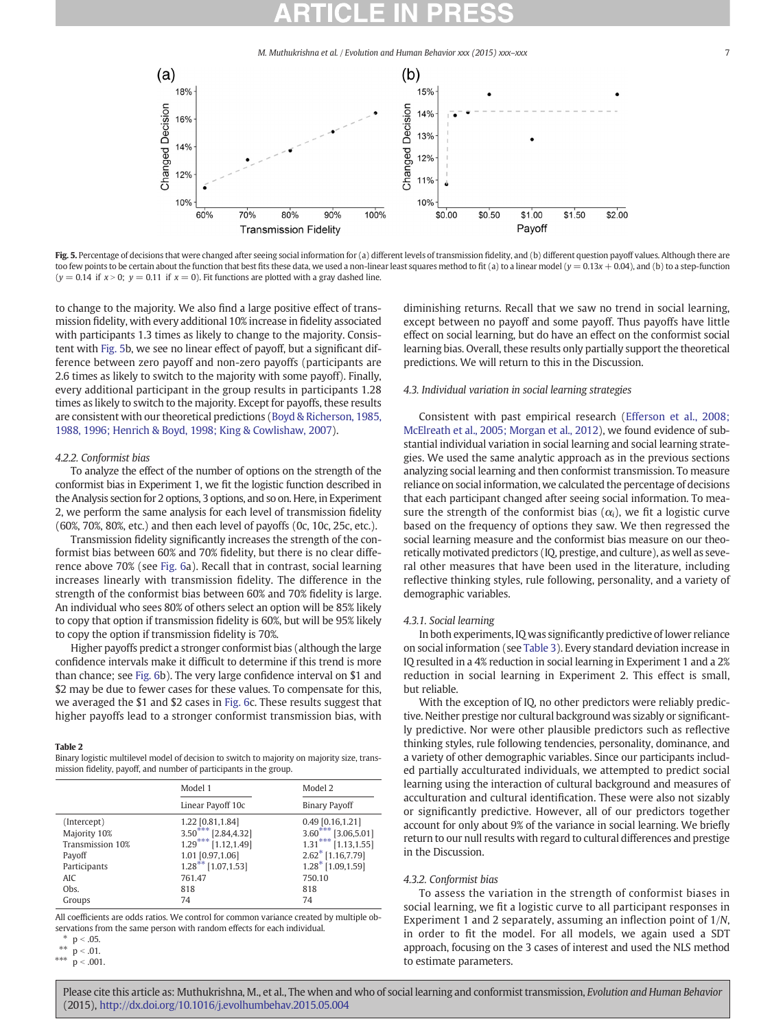Fig. 5. Percentage of decisions that were changed after seeing social information for (a) different levels of transmission fidelity, and (b) different question payoff values. Although there are too few points to be certain about the function that best fits these data, we used a non-linear least squares method to fit (a) to a linear model ($y = 0.13x + 0.04$), and (b) to a step-function ($y = 0.14$ if $x > 0$; $y = 0.11$ if $x = 0$). Fit functions are plotted with a gray dashed line.

to change to the majority. We also find a large positive effect of transmission fidelity, with every additional 10% increase in fidelity associated with participants 1.3 times as likely to change to the majority. Consistent with Fig. 5b, we see no linear effect of payoff, but a significant difference between zero payoff and non-zero payoffs (participants are 2.6 times as likely to switch to the majority with some payoff). Finally, every additional participant in the group results in participants 1.28 times as likely to switch to the majority. Except for payoffs, these results are consistent with our theoretical predictions (Boyd & Richerson, 1985, 1988, 1996; Henrich & Boyd, 1998; King & Cowlishaw, 2007).

#### 4.2.2. Conformist bias

To analyze the effect of the number of options on the strength of the conformist bias in Experiment 1, we fit the logistic function described in the Analysis section for 2 options, 3 options, and so on. Here, in Experiment 2, we perform the same analysis for each level of transmission fidelity (60%, 70%, 80%, etc.) and then each level of payoffs (0c, 10c, 25c, etc.).

Transmission fidelity significantly increases the strength of the conformist bias between 60% and 70% fidelity, but there is no clear difference above 70% (see Fig. 6a). Recall that in contrast, social learning increases linearly with transmission fidelity. The difference in the strength of the conformist bias between 60% and 70% fidelity is large. An individual who sees 80% of others select an option will be 85% likely to copy that option if transmission fidelity is 60%, but will be 95% likely to copy the option if transmission fidelity is 70%.

Higher payoffs predict a stronger conformist bias (although the large confidence intervals make it difficult to determine if this trend is more than chance; see Fig. 6b). The very large confidence interval on $1 and $2 may be due to fewer cases for these values. To compensate for this, we averaged the $1 and $2 cases in Fig. 6c. These results suggest that higher payoffs lead to a stronger conformist transmission bias, with

**Table 2**
Binary logistic multilevel model of decision to switch to majority on majority size, transmission fidelity, payoff, and number of participants in the group.

| | Model 1 | Model 2 |
|---|---|---|
| | Linear Payoff 10c | Binary Payoff |
| (Intercept) | 1.22 [0.81,1.84] | 0.49 [0.16,1.21] |
| Majority 10% | 3.50*** [2.84,4.32] | 3.60*** [3.06,5.01] |
| Transmission 10% | 1.29*** [1.12,1.49] | 1.31*** [1.13,1.55] |
| Payoff | 1.01 [0.97,1.06] | 2.62* [1.16,7.79] |
| Participants | 1.28** [1.07,1.53] | 1.28* [1.09,1.59] |
| AIC | 761.47 | 750.10 |
| Obs. | 818 | 818 |
| Groups | 74 | 74 |

All coefficients are odds ratios. We control for common variance created by multiple observations from the same person with random effects for each individual.
\* $p < .05$.
\*\* $p < .01$.
\*\*\* $p < .001$.

diminishing returns. Recall that we saw no trend in social learning, except between no payoff and some payoff. Thus payoffs have little effect on social learning, but do have an effect on the conformist social learning bias. Overall, these results only partially support the theoretical predictions. We will return to this in the Discussion.

### 4.3. Individual variation in social learning strategies

Consistent with past empirical research (Efferson et al., 2008; McElreath et al., 2005; Morgan et al., 2012), we found evidence of substantial individual variation in social learning and social learning strategies. We used the same analytic approach as in the previous sections analyzing social learning and then conformist transmission. To measure reliance on social information, we calculated the percentage of decisions that each participant changed after seeing social information. To measure the strength of the conformist bias ($\alpha_i$), we fit a logistic curve based on the frequency of options they saw. We then regressed the social learning measure and the conformist bias measure on our theoretically motivated predictors (IQ, prestige, and culture), as well as several other measures that have been used in the literature, including reflective thinking styles, rule following, personality, and a variety of demographic variables.

#### 4.3.1. Social learning

In both experiments, IQ was significantly predictive of lower reliance on social information (see Table 3). Every standard deviation increase in IQ resulted in a 4% reduction in social learning in Experiment 1 and a 2% reduction in social learning in Experiment 2. This effect is small, but reliable.

With the exception of IQ, no other predictors were reliably predictive. Neither prestige nor cultural background was sizably or significantly predictive. Nor were other plausible predictors such as reflective thinking styles, rule following tendencies, personality, dominance, and a variety of other demographic variables. Since our participants included partially acculturated individuals, we attempted to predict social learning using the interaction of cultural background and measures of acculturation and cultural identification. These were also not sizably or significantly predictive. However, all of our predictors together account for only about 9% of the variance in social learning. We briefly return to our null results with regard to cultural differences and prestige in the Discussion.

#### 4.3.2. Conformist bias

To assess the variation in the strength of conformist biases in social learning, we fit a logistic curve to all participant responses in Experiment 1 and 2 separately, assuming an inflection point of $1/N$, in order to fit the model. For all models, we again used a SDT approach, focusing on the 3 cases of interest and used the NLS method to estimate parameters.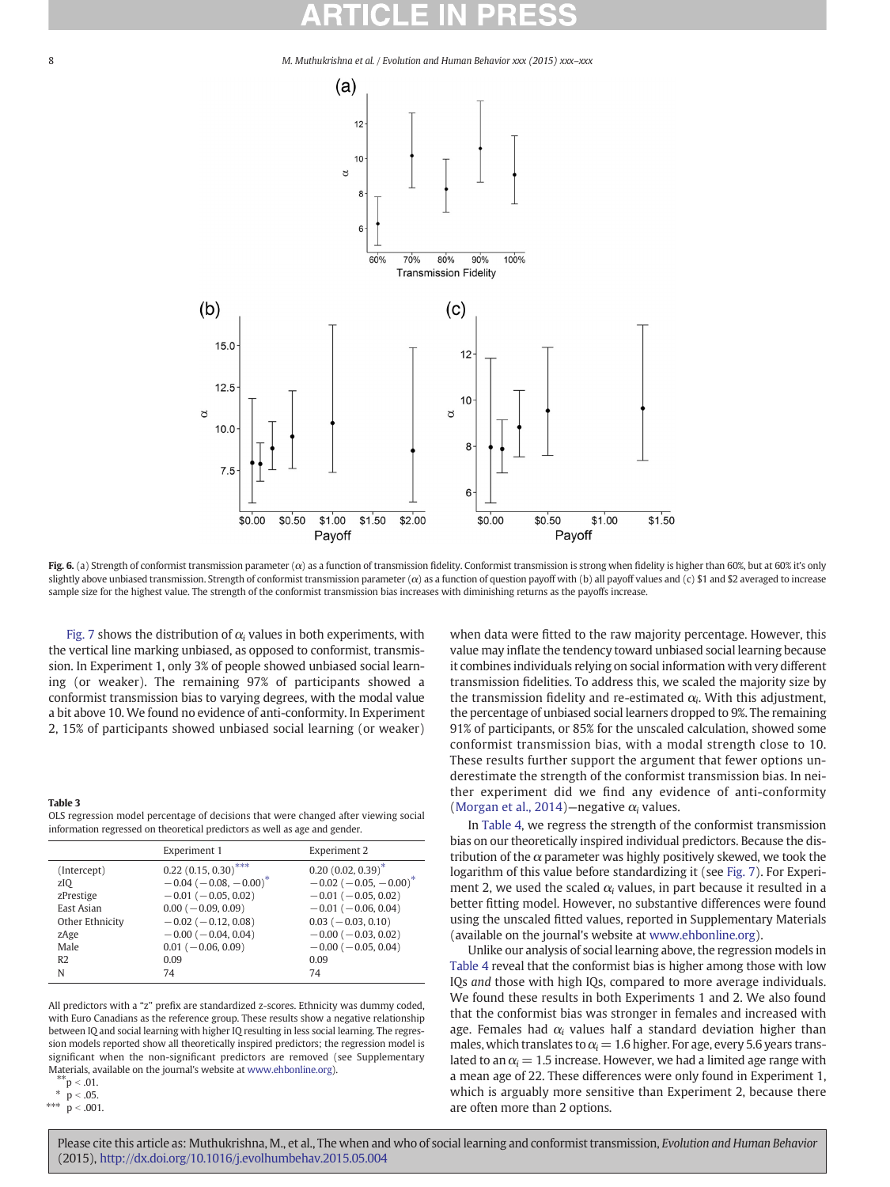Fig. 6. (a) Strength of conformist transmission parameter ($\alpha$) as a function of transmission fidelity. Conformist transmission is strong when fidelity is higher than 60%, but at 60% it's only slightly above unbiased transmission. Strength of conformist transmission parameter ($\alpha$) as a function of question payoff with (b) all payoff values and (c) \$1 and \$2 averaged to increase sample size for the highest value. The strength of the conformist transmission bias increases with diminishing returns as the payoffs increase.

Fig. 7 shows the distribution of $\alpha_i$ values in both experiments, with the vertical line marking unbiased, as opposed to conformist, transmission. In Experiment 1, only 3% of people showed unbiased social learning (or weaker). The remaining 97% of participants showed a conformist transmission bias to varying degrees, with the modal value a bit above 10. We found no evidence of anti-conformity. In Experiment 2, 15% of participants showed unbiased social learning (or weaker) when data were fitted to the raw majority percentage. However, this value may inflate the tendency toward unbiased social learning because it combines individuals relying on social information with very different transmission fidelities. To address this, we scaled the majority size by the transmission fidelity and re-estimated $\alpha_i$. With this adjustment, the percentage of unbiased social learners dropped to 9%. The remaining 91% of participants, or 85% for the unscaled calculation, showed some conformist transmission bias, with a modal strength close to 10. These results further support the argument that fewer options underestimate the strength of the conformist transmission bias. In neither experiment did we find any evidence of anti-conformity (Morgan et al., 2014)—negative $\alpha_i$ values.

In Table 4, we regress the strength of the conformist transmission bias on our theoretically inspired individual predictors. Because the distribution of the $\alpha$ parameter was highly positively skewed, we took the logarithm of this value before standardizing it (see Fig. 7). For Experiment 2, we used the scaled $\alpha_i$ values, in part because it resulted in a better fitting model. However, no substantive differences were found using the unscaled fitted values, reported in Supplementary Materials (available on the journal's website at www.ehbonline.org).

Unlike our analysis of social learning above, the regression models in Table 4 reveal that the conformist bias is higher among those with low IQs *and* those with high IQs, compared to more average individuals. We found these results in both Experiments 1 and 2. We also found that the conformist bias was stronger in females and increased with age. Females had $\alpha_i$ values half a standard deviation higher than males, which translates to $\alpha_i = 1.6$ higher. For age, every 5.6 years translated to an $\alpha_i = 1.5$ increase. However, we had a limited age range with a mean age of 22. These differences were only found in Experiment 1, which is arguably more sensitive than Experiment 2, because there are often more than 2 options.

**Table 3**
OLS regression model percentage of decisions that were changed after viewing social information regressed on theoretical predictors as well as age and gender.

| | Experiment 1 | Experiment 2 |
|---|---|---|
| (Intercept) | 0.22 (0.15, 0.30)*** | 0.20 (0.02, 0.39)* |
| zIQ | −0.04 (−0.08, −0.00)* | −0.02 (−0.05, −0.00)* |
| zPrestige | −0.01 (−0.05, 0.02) | −0.01 (−0.05, 0.02) |
| East Asian | 0.00 (−0.09, 0.09) | −0.01 (−0.06, 0.04) |
| Other Ethnicity | −0.02 (−0.12, 0.08) | 0.03 (−0.03, 0.10) |
| zAge | −0.00 (−0.04, 0.04) | −0.00 (−0.03, 0.02) |
| Male | 0.01 (−0.06, 0.09) | −0.00 (−0.05, 0.04) |
| R2 | 0.09 | 0.09 |
| N | 74 | 74 |

All predictors with a "z" prefix are standardized z-scores. Ethnicity was dummy coded, with Euro Canadians as the reference group. These results show a negative relationship between IQ and social learning with higher IQ resulting in less social learning. The regression models reported show all theoretically inspired predictors; the regression model is significant when the non-significant predictors are removed (see Supplementary Materials, available on the journal's website at www.ehbonline.org).

** $p < .01$.
* $p < .05$.
*** $p < .001$.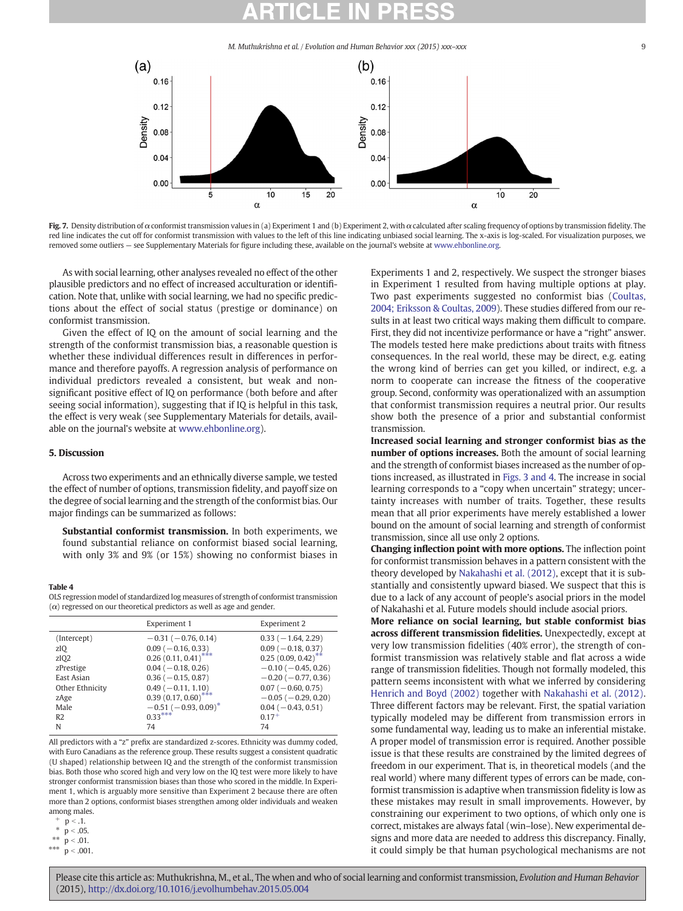Fig. 7. Density distribution of $\alpha$ conformist transmission values in (a) Experiment 1 and (b) Experiment 2, with $\alpha$ calculated after scaling frequency of options by transmission fidelity. The red line indicates the cut off for conformist transmission with values to the left of this line indicating unbiased social learning. The x-axis is log-scaled. For visualization purposes, we removed some outliers — see Supplementary Materials for figure including these, available on the journal's website at www.ehbonline.org.

As with social learning, other analyses revealed no effect of the other plausible predictors and no effect of increased acculturation or identification. Note that, unlike with social learning, we had no specific predictions about the effect of social status (prestige or dominance) on conformist transmission.

Given the effect of IQ on the amount of social learning and the strength of the conformist transmission bias, a reasonable question is whether these individual differences result in differences in performance and therefore payoffs. A regression analysis of performance on individual predictors revealed a consistent, but weak and non-significant positive effect of IQ on performance (both before and after seeing social information), suggesting that if IQ is helpful in this task, the effect is very weak (see Supplementary Materials for details, available on the journal's website at www.ehbonline.org).

## 5. Discussion

Across two experiments and an ethnically diverse sample, we tested the effect of number of options, transmission fidelity, and payoff size on the degree of social learning and the strength of the conformist bias. Our major findings can be summarized as follows:

**Substantial conformist transmission.** In both experiments, we found substantial reliance on conformist biased social learning, with only 3% and 9% (or 15%) showing no conformist biases in Experiments 1 and 2, respectively. We suspect the stronger biases in Experiment 1 resulted from having multiple options at play. Two past experiments suggested no conformist bias (Coultas, 2004; Eriksson & Coultas, 2009). These studies differed from our results in at least two critical ways making them difficult to compare. First, they did not incentivize performance or have a "right" answer. The models tested here make predictions about traits with fitness consequences. In the real world, these may be direct, e.g. eating the wrong kind of berries can get you killed, or indirect, e.g. a norm to cooperate can increase the fitness of the cooperative group. Second, conformity was operationalized with an assumption that conformist transmission requires a neutral prior. Our results show both the presence of a prior and substantial conformist transmission.

**Increased social learning and stronger conformist bias as the number of options increases.** Both the amount of social learning and the strength of conformist biases increased as the number of options increased, as illustrated in Figs. 3 and 4. The increase in social learning corresponds to a "copy when uncertain" strategy; uncertainty increases with number of traits. Together, these results mean that all prior experiments have merely established a lower bound on the amount of social learning and strength of conformist transmission, since all use only 2 options.

**Changing inflection point with more options.** The inflection point for conformist transmission behaves in a pattern consistent with the theory developed by Nakahashi et al. (2012), except that it is substantially and consistently upward biased. We suspect that this is due to a lack of any account of people's asocial priors in the model of Nakahashi et al. Future models should include asocial priors.

**More reliance on social learning, but stable conformist bias across different transmission fidelities.** Unexpectedly, except at very low transmission fidelities (40% error), the strength of conformist transmission was relatively stable and flat across a wide range of transmission fidelities. Though not formally modeled, this pattern seems inconsistent with what we inferred by considering Henrich and Boyd (2002) together with Nakahashi et al. (2012). Three different factors may be relevant. First, the spatial variation typically modeled may be different from transmission errors in some fundamental way, leading us to make an inferential mistake. A proper model of transmission error is required. Another possible issue is that these results are constrained by the limited degrees of freedom in our experiment. That is, in theoretical models (and the real world) where many different types of errors can be made, conformist transmission is adaptive when transmission fidelity is low as these mistakes may result in small improvements. However, by constraining our experiment to two options, of which only one is correct, mistakes are always fatal (win–lose). New experimental designs and more data are needed to address this discrepancy. Finally, it could simply be that human psychological mechanisms are not

**Table 4**
OLS regression model of standardized log measures of strength of conformist transmission ($\alpha$) regressed on our theoretical predictors as well as age and gender.

| | Experiment 1 | Experiment 2 |
|---|---|---|
| (Intercept) | −0.31 (−0.76, 0.14) | 0.33 (−1.64, 2.29) |
| zIQ | 0.09 (−0.16, 0.33) | 0.09 (−0.18, 0.37) |
| zIQ2 | 0.26 (0.11, 0.41)*** | 0.25 (0.09, 0.42)** |
| zPrestige | 0.04 (−0.18, 0.26) | −0.10 (−0.45, 0.26) |
| East Asian | 0.36 (−0.15, 0.87) | −0.20 (−0.77, 0.36) |
| Other Ethnicity | 0.49 (−0.11, 1.10) | 0.07 (−0.60, 0.75) |
| zAge | 0.39 (0.17, 0.60)*** | −0.05 (−0.29, 0.20) |
| Male | −0.51 (−0.93, 0.09)* | 0.04 (−0.43, 0.51) |
| R2 | 0.33*** | 0.17+ |
| N | 74 | 74 |

All predictors with a "z" prefix are standardized z-scores. Ethnicity was dummy coded, with Euro Canadians as the reference group. These results suggest a consistent quadratic (U shaped) relationship between IQ and the strength of the conformist transmission bias. Both those who scored high and very low on the IQ test were more likely to have stronger conformist transmission biases than those who scored in the middle. In Experiment 1, which is arguably more sensitive than Experiment 2 because there are often more than 2 options, conformist biases strengthen among older individuals and weaken among males.

+ $p < .1$.
* $p < .05$.
** $p < .01$.
*** $p < .001$.

Please cite this article as: Muthukrishna, M., et al., The when and who of social learning and conformist transmission, *Evolution and Human Behavior* (2015), http://dx.doi.org/10.1016/j.evolhumbehav.2015.05.004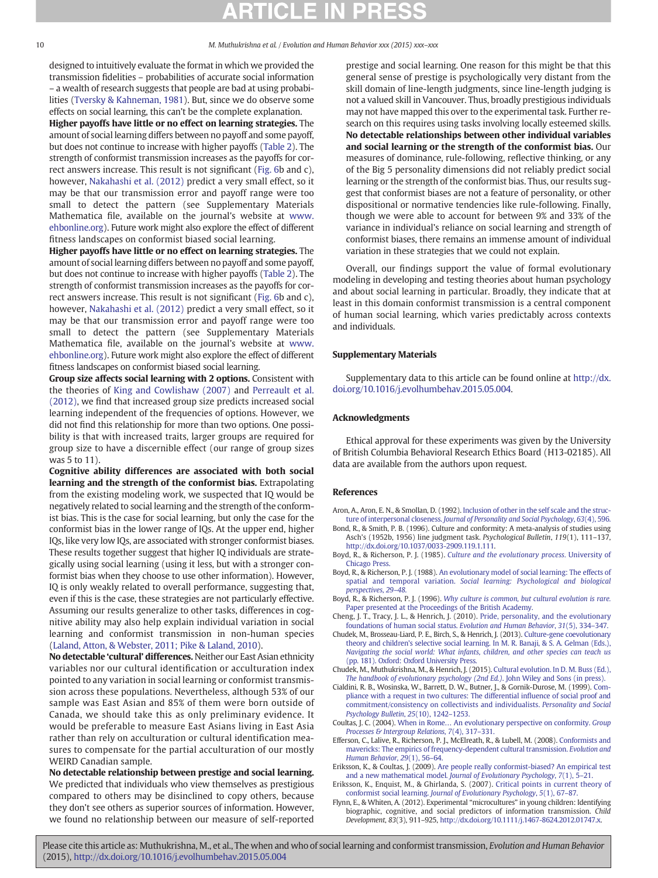designed to intuitively evaluate the format in which we provided the transmission fidelities – probabilities of accurate social information – a wealth of research suggests that people are bad at using probabilities (Tversky & Kahneman, 1981). But, since we do observe some effects on social learning, this can't be the complete explanation.

**Higher payoffs have little or no effect on learning strategies.** The amount of social learning differs between no payoff and some payoff, but does not continue to increase with higher payoffs (Table 2). The strength of conformist transmission increases as the payoffs for correct answers increase. This result is not significant (Fig. 6b and c), however, Nakahashi et al. (2012) predict a very small effect, so it may be that our transmission error and payoff range were too small to detect the pattern (see Supplementary Materials Mathematica file, available on the journal's website at www.ehbonline.org). Future work might also explore the effect of different fitness landscapes on conformist biased social learning.

**Higher payoffs have little or no effect on learning strategies.** The amount of social learning differs between no payoff and some payoff, but does not continue to increase with higher payoffs (Table 2). The strength of conformist transmission increases as the payoffs for correct answers increase. This result is not significant (Fig. 6b and c), however, Nakahashi et al. (2012) predict a very small effect, so it may be that our transmission error and payoff range were too small to detect the pattern (see Supplementary Materials Mathematica file, available on the journal's website at www.ehbonline.org). Future work might also explore the effect of different fitness landscapes on conformist biased social learning.

**Group size affects social learning with 2 options.** Consistent with the theories of King and Cowlishaw (2007) and Perreault et al. (2012), we find that increased group size predicts increased social learning independent of the frequencies of options. However, we did not find this relationship for more than two options. One possibility is that with increased traits, larger groups are required for group size to have a discernible effect (our range of group sizes was 5 to 11).

**Cognitive ability differences are associated with both social learning and the strength of the conformist bias.** Extrapolating from the existing modeling work, we suspected that IQ would be negatively related to social learning and the strength of the conformist bias. This is the case for social learning, but only the case for the conformist bias in the lower range of IQs. At the upper end, higher IQs, like very low IQs, are associated with stronger conformist biases. These results together suggest that higher IQ individuals are strategically using social learning (using it less, but with a stronger conformist bias when they choose to use other information). However, IQ is only weakly related to overall performance, suggesting that, even if this is the case, these strategies are not particularly effective. Assuming our results generalize to other tasks, differences in cognitive ability may also help explain individual variation in social learning and conformist transmission in non-human species (Laland, Atton, & Webster, 2011; Pike & Laland, 2010).

**No detectable 'cultural' differences.** Neither our East Asian ethnicity variables nor our cultural identification or acculturation index pointed to any variation in social learning or conformist transmission across these populations. Nevertheless, although 53% of our sample was East Asian and 85% of them were born outside of Canada, we should take this as only preliminary evidence. It would be preferable to measure East Asians living in East Asia rather than rely on acculturation or cultural identification measures to compensate for the partial acculturation of our mostly WEIRD Canadian sample.

**No detectable relationship between prestige and social learning.** We predicted that individuals who view themselves as prestigious compared to others may be disinclined to copy others, because they don't see others as superior sources of information. However, we found no relationship between our measure of self-reported prestige and social learning. One reason for this might be that this general sense of prestige is psychologically very distant from the skill domain of line-length judgments, since line-length judging is not a valued skill in Vancouver. Thus, broadly prestigious individuals may not have mapped this over to the experimental task. Further research on this requires using tasks involving locally esteemed skills.

**No detectable relationships between other individual variables and social learning or the strength of the conformist bias.** Our measures of dominance, rule-following, reflective thinking, or any of the Big 5 personality dimensions did not reliably predict social learning or the strength of the conformist bias. Thus, our results suggest that conformist biases are not a feature of personality, or other dispositional or normative tendencies like rule-following. Finally, though we were able to account for between 9% and 33% of the variance in individual's reliance on social learning and strength of conformist biases, there remains an immense amount of individual variation in these strategies that we could not explain.

Overall, our findings support the value of formal evolutionary modeling in developing and testing theories about human psychology and about social learning in particular. Broadly, they indicate that at least in this domain conformist transmission is a central component of human social learning, which varies predictably across contexts and individuals.

## Supplementary Materials

Supplementary data to this article can be found online at http://dx.doi.org/10.1016/j.evolhumbehav.2015.05.004.

## Acknowledgments

Ethical approval for these experiments was given by the University of British Columbia Behavioral Research Ethics Board (H13-02185). All data are available from the authors upon request.

## References

Aron, A., Aron, E. N., & Smollan, D. (1992). Inclusion of other in the self scale and the structure of interpersonal closeness. *Journal of Personality and Social Psychology*, *63*(4), 596.

Bond, R., & Smith, P. B. (1996). Culture and conformity: A meta-analysis of studies using Asch's (1952b, 1956) line judgment task. *Psychological Bulletin*, *119*(1), 111–137, http://dx.doi.org/10.1037/0033-2909.119.1.111.

Boyd, R., & Richerson, P. J. (1985). *Culture and the evolutionary process*. University of Chicago Press.

Boyd, R., & Richerson, P. J. (1988). An evolutionary model of social learning: The effects of spatial and temporal variation. *Social learning: Psychological and biological perspectives*, *29–48*.

Boyd, R., & Richerson, P. J. (1996). *Why culture is common, but cultural evolution is rare*. Paper presented at the Proceedings of the British Academy.

Cheng, J. T., Tracy, J. L., & Henrich, J. (2010). Pride, personality, and the evolutionary foundations of human social status. *Evolution and Human Behavior*, *31*(5), 334–347.

Chudek, M., Brosseau-Liard, P. E., Birch, S., & Henrich, J. (2013). Culture-gene coevolutionary theory and children's selective social learning. In M. R. Banaji, & S. A. Gelman (Eds.), *Navigating the social world: What infants, children, and other species can teach us* (pp. 181). Oxford: Oxford University Press.

Chudek, M., Muthukrishna, M., & Henrich, J. (2015). Cultural evolution. In D. M. Buss (Ed.), *The handbook of evolutionary psychology (2nd Ed.)*. John Wiley and Sons (in press).

Cialdini, R. B., Wosinska, W., Barrett, D. W., Butner, J., & Gornik-Durose, M. (1999). Compliance with a request in two cultures: The differential influence of social proof and commitment/consistency on collectivists and individualists. *Personality and Social Psychology Bulletin*, *25*(10), 1242–1253.

Coultas, J. C. (2004). When in Rome… An evolutionary perspective on conformity. *Group Processes & Intergroup Relations*, *7*(4), 317–331.

Efferson, C., Lalive, R., Richerson, P. J., McElreath, R., & Lubell, M. (2008). Conformists and mavericks: The empirics of frequency-dependent cultural transmission. *Evolution and Human Behavior*, *29*(1), 56–64.

Eriksson, K., & Coultas, J. (2009). Are people really conformist-biased? An empirical test and a new mathematical model. *Journal of Evolutionary Psychology*, *7*(1), 5–21.

Eriksson, K., Enquist, M., & Ghirlanda, S. (2007). Critical points in current theory of conformist social learning. *Journal of Evolutionary Psychology*, *5*(1), 67–87.

Flynn, E., & Whiten, A. (2012). Experimental "microcultures" in young children: Identifying biographic, cognitive, and social predictors of information transmission. *Child Development*, *83*(3), 911–925, http://dx.doi.org/10.1111/j.1467-8624.2012.01747.x.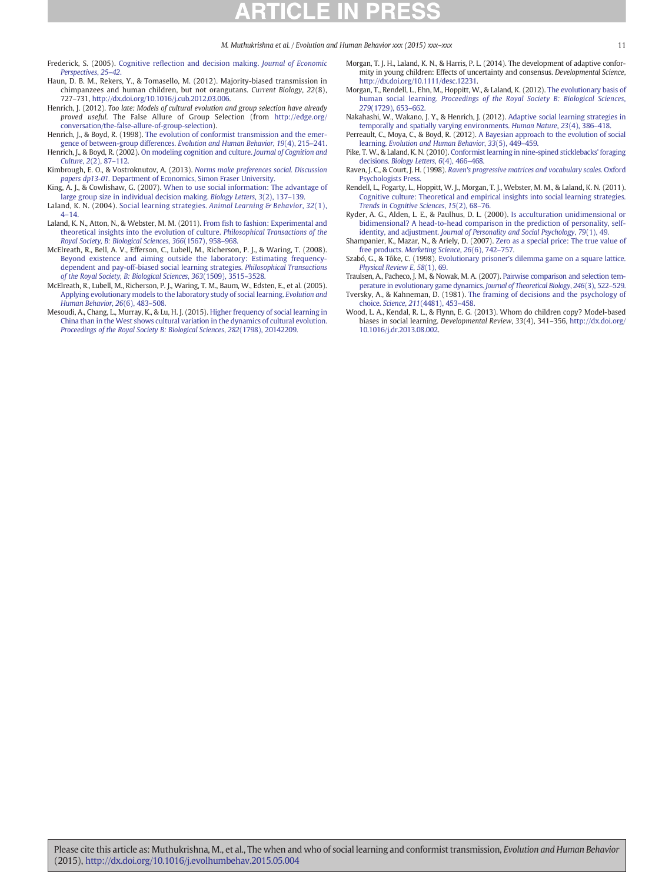Frederick, S. (2005). Cognitive reflection and decision making. *Journal of Economic Perspectives*, 25–42.

Haun, D. B. M., Rekers, Y., & Tomasello, M. (2012). Majority-biased transmission in chimpanzees and human children, but not orangutans. *Current Biology*, *22*(8), 727–731, http://dx.doi.org/10.1016/j.cub.2012.03.006.

Henrich, J. (2012). *Too late: Models of cultural evolution and group selection have already proved useful.* The False Allure of Group Selection (from http://edge.org/conversation/the-false-allure-of-group-selection).

Henrich, J., & Boyd, R. (1998). The evolution of conformist transmission and the emergence of between-group differences. *Evolution and Human Behavior*, *19*(4), 215–241.

Henrich, J., & Boyd, R. (2002). On modeling cognition and culture. *Journal of Cognition and Culture*, *2*(2), 87–112.

Kimbrough, E. O., & Vostroknutov, A. (2013). *Norms make preferences social. Discussion papers dp13-01.* Department of Economics, Simon Fraser University.

King, A. J., & Cowlishaw, G. (2007). When to use social information: The advantage of large group size in individual decision making. *Biology Letters*, *3*(2), 137–139.

Laland, K. N. (2004). Social learning strategies. *Animal Learning & Behavior*, *32*(1), 4–14.

Laland, K. N., Atton, N., & Webster, M. M. (2011). From fish to fashion: Experimental and theoretical insights into the evolution of culture. *Philosophical Transactions of the Royal Society, B: Biological Sciences*, *366*(1567), 958–968.

McElreath, R., Bell, A. V., Efferson, C., Lubell, M., Richerson, P. J., & Waring, T. (2008). Beyond existence and aiming outside the laboratory: Estimating frequency-dependent and pay-off-biased social learning strategies. *Philosophical Transactions of the Royal Society, B: Biological Sciences*, *363*(1509), 3515–3528.

McElreath, R., Lubell, M., Richerson, P. J., Waring, T. M., Baum, W., Edsten, E., et al. (2005). Applying evolutionary models to the laboratory study of social learning. *Evolution and Human Behavior*, *26*(6), 483–508.

Mesoudi, A., Chang, L., Murray, K., & Lu, H. J. (2015). Higher frequency of social learning in China than in the West shows cultural variation in the dynamics of cultural evolution. *Proceedings of the Royal Society B: Biological Sciences*, *282*(1798), 20142209.

Morgan, T. J. H., Laland, K. N., & Harris, P. L. (2014). The development of adaptive conformity in young children: Effects of uncertainty and consensus. *Developmental Science*, http://dx.doi.org/10.1111/desc.12231.

Morgan, T., Rendell, L., Ehn, M., Hoppitt, W., & Laland, K. (2012). The evolutionary basis of human social learning. *Proceedings of the Royal Society B: Biological Sciences*, *279*(1729), 653–662.

Nakahashi, W., Wakano, J. Y., & Henrich, J. (2012). Adaptive social learning strategies in temporally and spatially varying environments. *Human Nature*, *23*(4), 386–418.

Perreault, C., Moya, C., & Boyd, R. (2012). A Bayesian approach to the evolution of social learning. *Evolution and Human Behavior*, *33*(5), 449–459.

Pike, T. W., & Laland, K. N. (2010). Conformist learning in nine-spined sticklebacks' foraging decisions. *Biology Letters*, *6*(4), 466–468.

Raven, J. C., & Court, J. H. (1998). *Raven's progressive matrices and vocabulary scales.* Oxford Psychologists Press.

Rendell, L., Fogarty, L., Hoppitt, W. J., Morgan, T. J., Webster, M. M., & Laland, K. N. (2011). Cognitive culture: Theoretical and empirical insights into social learning strategies. *Trends in Cognitive Sciences*, *15*(2), 68–76.

Ryder, A. G., Alden, L. E., & Paulhus, D. L. (2000). Is acculturation unidimensional or bidimensional? A head-to-head comparison in the prediction of personality, self-identity, and adjustment. *Journal of Personality and Social Psychology*, *79*(1), 49.

Shampanier, K., Mazar, N., & Ariely, D. (2007). Zero as a special price: The true value of free products. *Marketing Science*, *26*(6), 742–757.

Szabó, G., & Tőke, C. (1998). Evolutionary prisoner's dilemma game on a square lattice. *Physical Review E*, *58*(1), 69.

Traulsen, A., Pacheco, J. M., & Nowak, M. A. (2007). Pairwise comparison and selection temperature in evolutionary game dynamics. *Journal of Theoretical Biology*, *246*(3), 522–529.

Tversky, A., & Kahneman, D. (1981). The framing of decisions and the psychology of choice. *Science*, *211*(4481), 453–458.

Wood, L. A., Kendal, R. L., & Flynn, E. G. (2013). Whom do children copy? Model-based biases in social learning. *Developmental Review*, *33*(4), 341–356, http://dx.doi.org/10.1016/j.dr.2013.08.002.